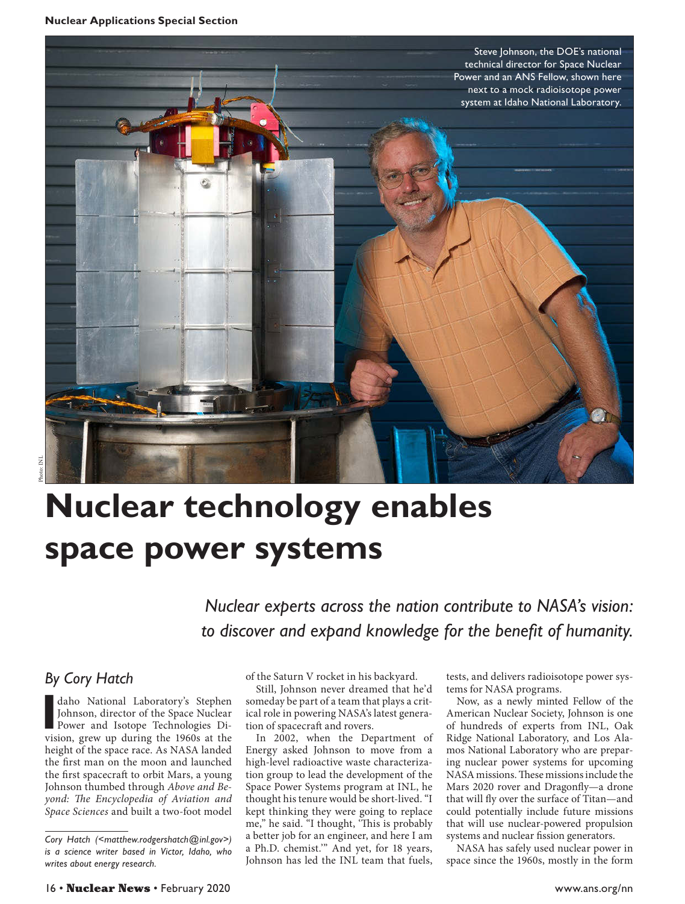Steve Johnson, the DOE's national technical director for Space Nuclear Power and an ANS Fellow, shown here next to a mock radioisotope power system at Idaho National Laboratory.

Photo: INL

# Nuclear technology enables space power systems

*Nuclear experts across the nation contribute to NASA's vision: to discover and expand knowledge for the benefit of humanity.*

*By Cory Hatch*

Idaho National Laboratory's Stephen Johnson, director of the Space Nuclear Power and Isotope Technologies Division, grew up during the 1960s at the height of the space race. As NASA landed the first man on the moon and launched the first spacecraft to orbit Mars, a young Johnson thumbed through *Above and Beyond: The Encyclopedia of Aviation and Space Sciences* and built a two-foot model of the Saturn V rocket in his backyard.

Still, Johnson never dreamed that he'd someday be part of a team that plays a critical role in powering NASA's latest generation of spacecraft and rovers.

In 2002, when the Department of Energy asked Johnson to move from a high-level radioactive waste characterization group to lead the development of the Space Power Systems program at INL, he thought his tenure would be short-lived. "I kept thinking they were going to replace me," he said. "I thought, 'This is probably a better job for an engineer, and here I am a Ph.D. chemist.'" And yet, for 18 years, Johnson has led the INL team that fuels, tests, and delivers radioisotope power systems for NASA programs.

Now, as a newly minted Fellow of the American Nuclear Society, Johnson is one of hundreds of experts from INL, Oak Ridge National Laboratory, and Los Alamos National Laboratory who are preparing nuclear power systems for upcoming NASA missions. These missions include the Mars 2020 rover and Dragonfly—a drone that will fly over the surface of Titan—and could potentially include future missions that will use nuclear-powered propulsion systems and nuclear fission generators.

NASA has safely used nuclear power in space since the 1960s, mostly in the form

*Cory Hatch (<matthew.rodgershatch@inl.gov>) is a science writer based in Victor, Idaho, who writes about energy research.*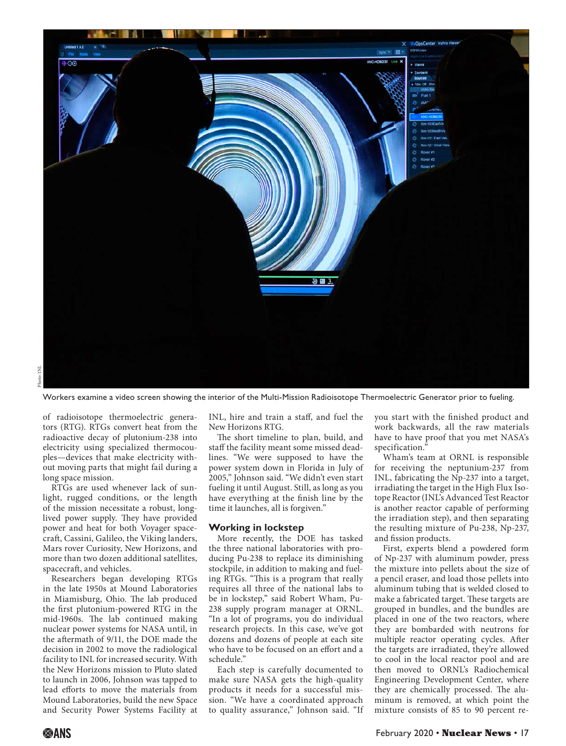Workers examine a video screen showing the interior of the Multi-Mission Radioisotope Thermoelectric Generator prior to fueling.

of radioisotope thermoelectric generators (RTG). RTGs convert heat from the radioactive decay of plutonium-238 into electricity using specialized thermocouples—devices that make electricity without moving parts that might fail during a long space mission.

RTGs are used whenever lack of sunlight, rugged conditions, or the length of the mission necessitate a robust, long-lived power supply. They have provided power and heat for both Voyager spacecraft, Cassini, Galileo, the Viking landers, Mars rover Curiosity, New Horizons, and more than two dozen additional satellites, spacecraft, and vehicles.

Researchers began developing RTGs in the late 1950s at Mound Laboratories in Miamisburg, Ohio. The lab produced the first plutonium-powered RTG in the mid-1960s. The lab continued making nuclear power systems for NASA until, in the aftermath of 9/11, the DOE made the decision in 2002 to move the radiological facility to INL for increased security. With the New Horizons mission to Pluto slated to launch in 2006, Johnson was tapped to lead efforts to move the materials from Mound Laboratories, build the new Space and Security Power Systems Facility at INL, hire and train a staff, and fuel the New Horizons RTG.

The short timeline to plan, build, and staff the facility meant some missed deadlines. "We were supposed to have the power system down in Florida in July of 2005," Johnson said. "We didn't even start fueling it until August. Still, as long as you have everything at the finish line by the time it launches, all is forgiven."

## Working in lockstep

More recently, the DOE has tasked the three national laboratories with producing Pu-238 to replace its diminishing stockpile, in addition to making and fueling RTGs. "This is a program that really requires all three of the national labs to be in lockstep," said Robert Wham, Pu-238 supply program manager at ORNL. "In a lot of programs, you do individual research projects. In this case, we've got dozens and dozens of people at each site who have to be focused on an effort and a schedule."

Each step is carefully documented to make sure NASA gets the high-quality products it needs for a successful mission. "We have a coordinated approach to quality assurance," Johnson said. "If you start with the finished product and work backwards, all the raw materials have to have proof that you met NASA's specification."

Wham's team at ORNL is responsible for receiving the neptunium-237 from INL, fabricating the Np-237 into a target, irradiating the target in the High Flux Isotope Reactor (INL's Advanced Test Reactor is another reactor capable of performing the irradiation step), and then separating the resulting mixture of Pu-238, Np-237, and fission products.

First, experts blend a powdered form of Np-237 with aluminum powder, press the mixture into pellets about the size of a pencil eraser, and load those pellets into aluminum tubing that is welded closed to make a fabricated target. These targets are grouped in bundles, and the bundles are placed in one of the two reactors, where they are bombarded with neutrons for multiple reactor operating cycles. After the targets are irradiated, they're allowed to cool in the local reactor pool and are then moved to ORNL's Radiochemical Engineering Development Center, where they are chemically processed. The aluminum is removed, at which point the mixture consists of 85 to 90 percent re-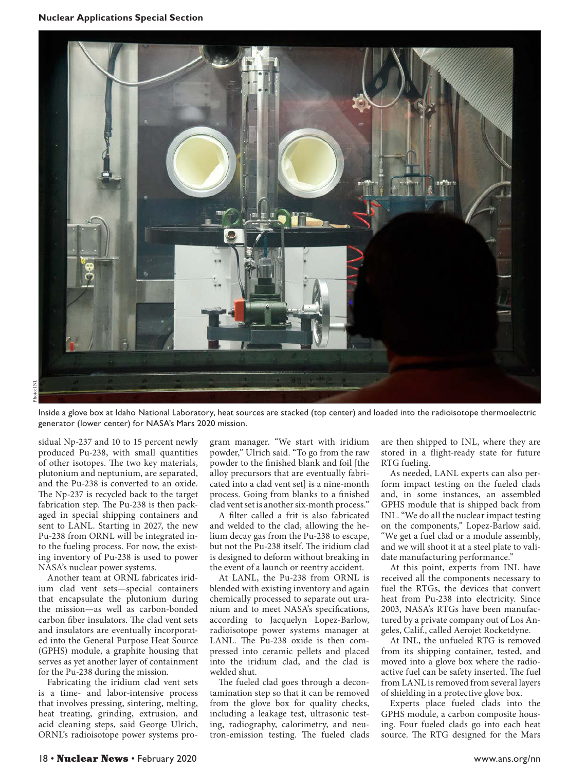Inside a glove box at Idaho National Laboratory, heat sources are stacked (top center) and loaded into the radioisotope thermoelectric generator (lower center) for NASA's Mars 2020 mission.

sidual Np-237 and 10 to 15 percent newly produced Pu-238, with small quantities of other isotopes. The two key materials, plutonium and neptunium, are separated, and the Pu-238 is converted to an oxide. The Np-237 is recycled back to the target fabrication step. The Pu-238 is then packaged in special shipping containers and sent to LANL. Starting in 2027, the new Pu-238 from ORNL will be integrated into the fueling process. For now, the existing inventory of Pu-238 is used to power NASA's nuclear power systems.

Another team at ORNL fabricates iridium clad vent sets—special containers that encapsulate the plutonium during the mission—as well as carbon-bonded carbon fiber insulators. The clad vent sets and insulators are eventually incorporated into the General Purpose Heat Source (GPHS) module, a graphite housing that serves as yet another layer of containment for the Pu-238 during the mission.

Fabricating the iridium clad vent sets is a time- and labor-intensive process that involves pressing, sintering, melting, heat treating, grinding, extrusion, and acid cleaning steps, said George Ulrich, ORNL's radioisotope power systems program manager. "We start with iridium powder," Ulrich said. "To go from the raw powder to the finished blank and foil [the alloy precursors that are eventually fabricated into a clad vent set] is a nine-month process. Going from blanks to a finished clad vent set is another six-month process."

A filter called a frit is also fabricated and welded to the clad, allowing the helium decay gas from the Pu-238 to escape, but not the Pu-238 itself. The iridium clad is designed to deform without breaking in the event of a launch or reentry accident.

At LANL, the Pu-238 from ORNL is blended with existing inventory and again chemically processed to separate out uranium and to meet NASA's specifications, according to Jacquelyn Lopez-Barlow, radioisotope power systems manager at LANL. The Pu-238 oxide is then compressed into ceramic pellets and placed into the iridium clad, and the clad is welded shut.

The fueled clad goes through a decontamination step so that it can be removed from the glove box for quality checks, including a leakage test, ultrasonic testing, radiography, calorimetry, and neutron-emission testing. The fueled clads are then shipped to INL, where they are stored in a flight-ready state for future RTG fueling.

As needed, LANL experts can also perform impact testing on the fueled clads and, in some instances, an assembled GPHS module that is shipped back from INL. "We do all the nuclear impact testing on the components," Lopez-Barlow said. "We get a fuel clad or a module assembly, and we will shoot it at a steel plate to validate manufacturing performance."

At this point, experts from INL have received all the components necessary to fuel the RTGs, the devices that convert heat from Pu-238 into electricity. Since 2003, NASA's RTGs have been manufactured by a private company out of Los Angeles, Calif., called Aerojet Rocketdyne.

At INL, the unfueled RTG is removed from its shipping container, tested, and moved into a glove box where the radioactive fuel can be safety inserted. The fuel from LANL is removed from several layers of shielding in a protective glove box.

Experts place fueled clads into the GPHS module, a carbon composite housing. Four fueled clads go into each heat source. The RTG designed for the Mars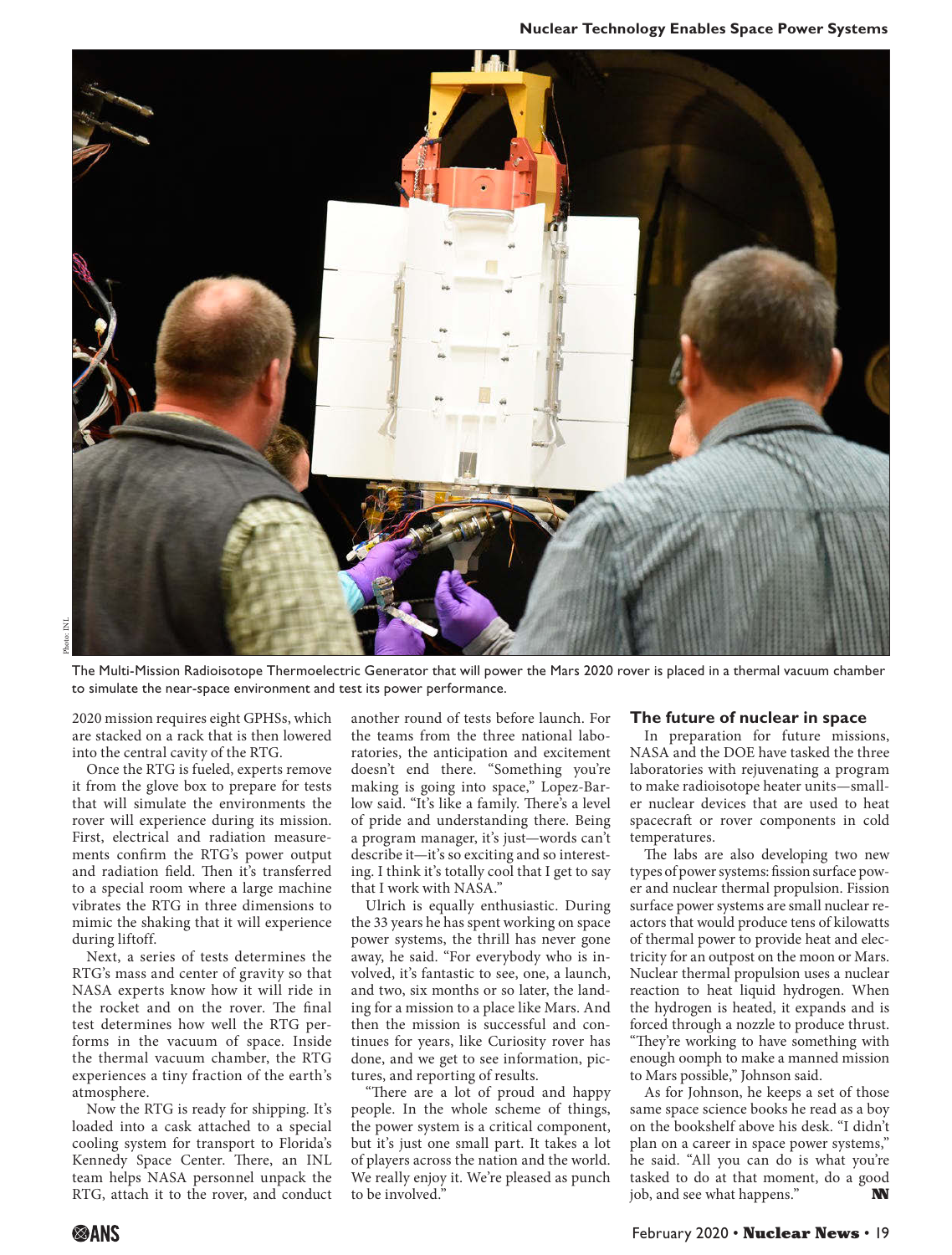The Multi-Mission Radioisotope Thermoelectric Generator that will power the Mars 2020 rover is placed in a thermal vacuum chamber to simulate the near-space environment and test its power performance.

2020 mission requires eight GPHSs, which are stacked on a rack that is then lowered into the central cavity of the RTG.

Once the RTG is fueled, experts remove it from the glove box to prepare for tests that will simulate the environments the rover will experience during its mission. First, electrical and radiation measurements confirm the RTG's power output and radiation field. Then it's transferred to a special room where a large machine vibrates the RTG in three dimensions to mimic the shaking that it will experience during liftoff.

Next, a series of tests determines the RTG's mass and center of gravity so that NASA experts know how it will ride in the rocket and on the rover. The final test determines how well the RTG performs in the vacuum of space. Inside the thermal vacuum chamber, the RTG experiences a tiny fraction of the earth's atmosphere.

Now the RTG is ready for shipping. It's loaded into a cask attached to a special cooling system for transport to Florida's Kennedy Space Center. There, an INL team helps NASA personnel unpack the RTG, attach it to the rover, and conduct another round of tests before launch. For the teams from the three national laboratories, the anticipation and excitement doesn't end there. "Something you're making is going into space," Lopez-Barlow said. "It's like a family. There's a level of pride and understanding there. Being a program manager, it's just—words can't describe it—it's so exciting and so interesting. I think it's totally cool that I get to say that I work with NASA."

Ulrich is equally enthusiastic. During the 33 years he has spent working on space power systems, the thrill has never gone away, he said. "For everybody who is involved, it's fantastic to see, one, a launch, and two, six months or so later, the landing for a mission to a place like Mars. And then the mission is successful and continues for years, like Curiosity rover has done, and we get to see information, pictures, and reporting of results.

"There are a lot of proud and happy people. In the whole scheme of things, the power system is a critical component, but it's just one small part. It takes a lot of players across the nation and the world. We really enjoy it. We're pleased as punch to be involved."

## The future of nuclear in space

In preparation for future missions, NASA and the DOE have tasked the three laboratories with rejuvenating a program to make radioisotope heater units—smaller nuclear devices that are used to heat spacecraft or rover components in cold temperatures.

The labs are also developing two new types of power systems: fission surface power and nuclear thermal propulsion. Fission surface power systems are small nuclear reactors that would produce tens of kilowatts of thermal power to provide heat and electricity for an outpost on the moon or Mars. Nuclear thermal propulsion uses a nuclear reaction to heat liquid hydrogen. When the hydrogen is heated, it expands and is forced through a nozzle to produce thrust. "They're working to have something with enough oomph to make a manned mission to Mars possible," Johnson said.

As for Johnson, he keeps a set of those same space science books he read as a boy on the bookshelf above his desk. "I didn't plan on a career in space power systems," he said. "All you can do is what you're tasked to do at that moment, do a good job, and see what happens." NN